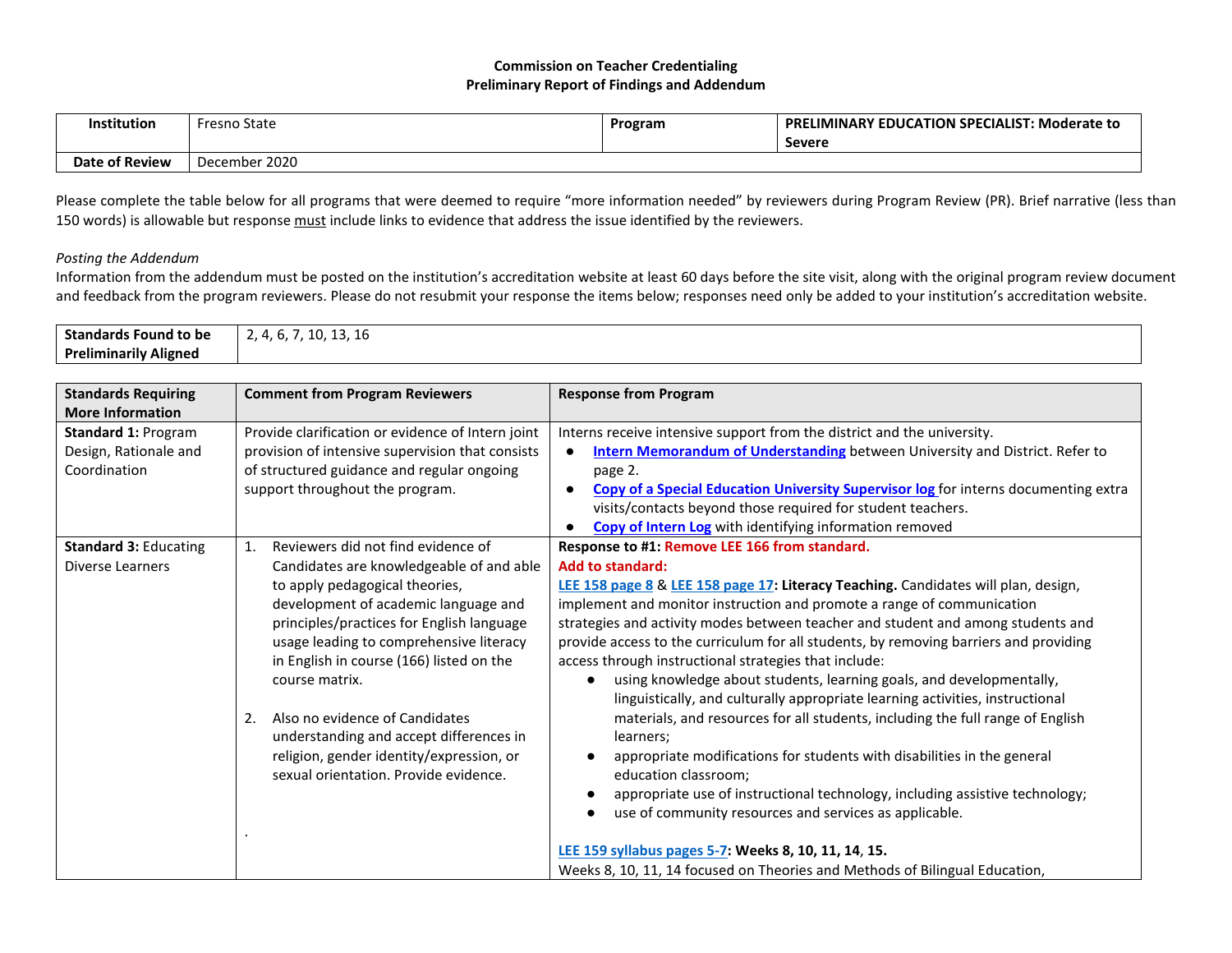**Commission on Teacher Credentialing**
**Preliminary Report of Findings and Addendum**

| **Institution** | Fresno State | **Program** | **PRELIMINARY EDUCATION SPECIALIST: Moderate to Severe** |
|---|---|---|---|
| **Date of Review** | December 2020 | | |

Please complete the table below for all programs that were deemed to require "more information needed" by reviewers during Program Review (PR). Brief narrative (less than 150 words) is allowable but response must include links to evidence that address the issue identified by the reviewers.

*Posting the Addendum*
Information from the addendum must be posted on the institution's accreditation website at least 60 days before the site visit, along with the original program review document and feedback from the program reviewers. Please do not resubmit your response the items below; responses need only be added to your institution's accreditation website.

| **Standards Found to be Preliminarily Aligned** | 2, 4, 6, 7, 10, 13, 16 |
|---|---|

| **Standards Requiring More Information** | **Comment from Program Reviewers** | **Response from Program** |
|---|---|---|
| **Standard 1:** Program Design, Rationale and Coordination | Provide clarification or evidence of Intern joint provision of intensive supervision that consists of structured guidance and regular ongoing support throughout the program. | Interns receive intensive support from the district and the university.<br>● **Intern Memorandum of Understanding** between University and District. Refer to page 2.<br>● **Copy of a Special Education University Supervisor log** for interns documenting extra visits/contacts beyond those required for student teachers.<br>● **Copy of Intern Log** with identifying information removed |
| **Standard 3:** Educating Diverse Learners | 1. Reviewers did not find evidence of Candidates are knowledgeable of and able to apply pedagogical theories, development of academic language and principles/practices for English language usage leading to comprehensive literacy in English in course (166) listed on the course matrix.<br><br>2. Also no evidence of Candidates understanding and accept differences in religion, gender identity/expression, or sexual orientation. Provide evidence.<br><br>. | **Response to #1: Remove LEE 166 from standard.**<br>**Add to standard:**<br>**LEE 158 page 8** & **LEE 158 page 17**: **Literacy Teaching.** Candidates will plan, design, implement and monitor instruction and promote a range of communication strategies and activity modes between teacher and student and among students and provide access to the curriculum for all students, by removing barriers and providing access through instructional strategies that include:<br>● using knowledge about students, learning goals, and developmentally, linguistically, and culturally appropriate learning activities, instructional materials, and resources for all students, including the full range of English learners;<br>● appropriate modifications for students with disabilities in the general education classroom;<br>● appropriate use of instructional technology, including assistive technology;<br>● use of community resources and services as applicable.<br><br>**LEE 159 syllabus pages 5-7**: **Weeks 8, 10, 11, 14, 15.**<br>Weeks 8, 10, 11, 14 focused on Theories and Methods of Bilingual Education, |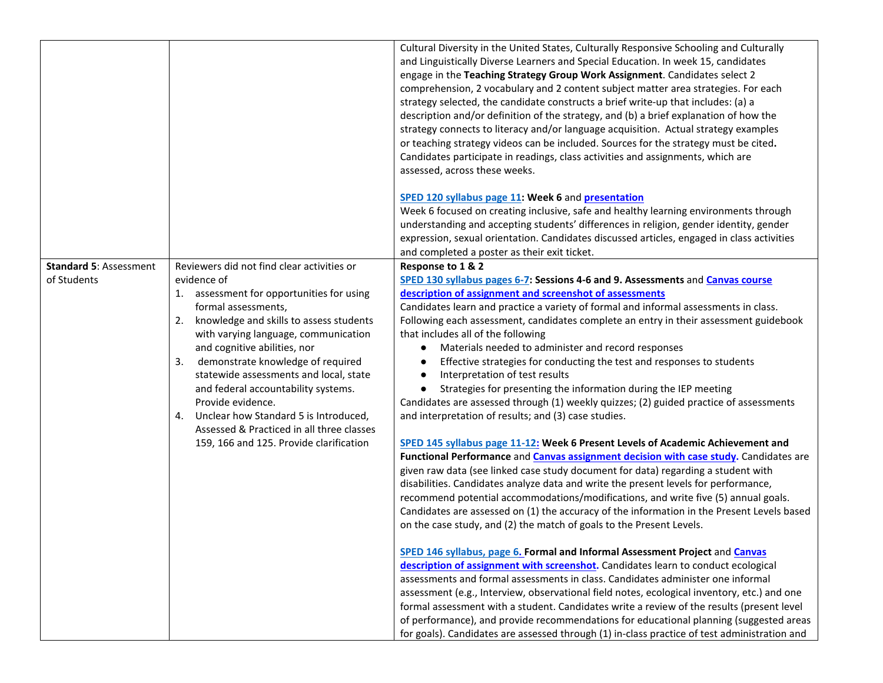| | | |
|---|---|---|
| | | Cultural Diversity in the United States, Culturally Responsive Schooling and Culturally and Linguistically Diverse Learners and Special Education. In week 15, candidates engage in the **Teaching Strategy Group Work Assignment**. Candidates select 2 comprehension, 2 vocabulary and 2 content subject matter area strategies. For each strategy selected, the candidate constructs a brief write-up that includes: (a) a description and/or definition of the strategy, and (b) a brief explanation of how the strategy connects to literacy and/or language acquisition. Actual strategy examples or teaching strategy videos can be included. Sources for the strategy must be cited**.** Candidates participate in readings, class activities and assignments, which are assessed, across these weeks.<br><br>SPED 120 syllabus page 11**: Week 6** and **presentation**<br>Week 6 focused on creating inclusive, safe and healthy learning environments through understanding and accepting students' differences in religion, gender identity, gender expression, sexual orientation. Candidates discussed articles, engaged in class activities and completed a poster as their exit ticket. |
| **Standard 5**: Assessment of Students | Reviewers did not find clear activities or evidence of<br>1. assessment for opportunities for using formal assessments,<br>2. knowledge and skills to assess students with varying language, communication and cognitive abilities, nor<br>3. demonstrate knowledge of required statewide assessments and local, state and federal accountability systems. Provide evidence.<br>4. Unclear how Standard 5 is Introduced, Assessed & Practiced in all three classes 159, 166 and 125. Provide clarification | **Response to 1 & 2**<br>SPED 130 syllabus pages 6-7**: Sessions 4-6 and 9. Assessments** and **Canvas course description of assignment and screenshot of assessments**<br>Candidates learn and practice a variety of formal and informal assessments in class. Following each assessment, candidates complete an entry in their assessment guidebook that includes all of the following<br>● Materials needed to administer and record responses<br>● Effective strategies for conducting the test and responses to students<br>● Interpretation of test results<br>● Strategies for presenting the information during the IEP meeting<br>Candidates are assessed through (1) weekly quizzes; (2) guided practice of assessments and interpretation of results; and (3) case studies.<br><br>SPED 145 syllabus page 11-12: **Week 6 Present Levels of Academic Achievement and Functional Performance** and **Canvas assignment decision with case study.** Candidates are given raw data (see linked case study document for data) regarding a student with disabilities. Candidates analyze data and write the present levels for performance, recommend potential accommodations/modifications, and write five (5) annual goals. Candidates are assessed on (1) the accuracy of the information in the Present Levels based on the case study, and (2) the match of goals to the Present Levels.<br><br>SPED 146 syllabus, page 6. **Formal and Informal Assessment Project** and **Canvas description of assignment with screenshot.** Candidates learn to conduct ecological assessments and formal assessments in class. Candidates administer one informal assessment (e.g., Interview, observational field notes, ecological inventory, etc.) and one formal assessment with a student. Candidates write a review of the results (present level of performance), and provide recommendations for educational planning (suggested areas for goals). Candidates are assessed through (1) in-class practice of test administration and |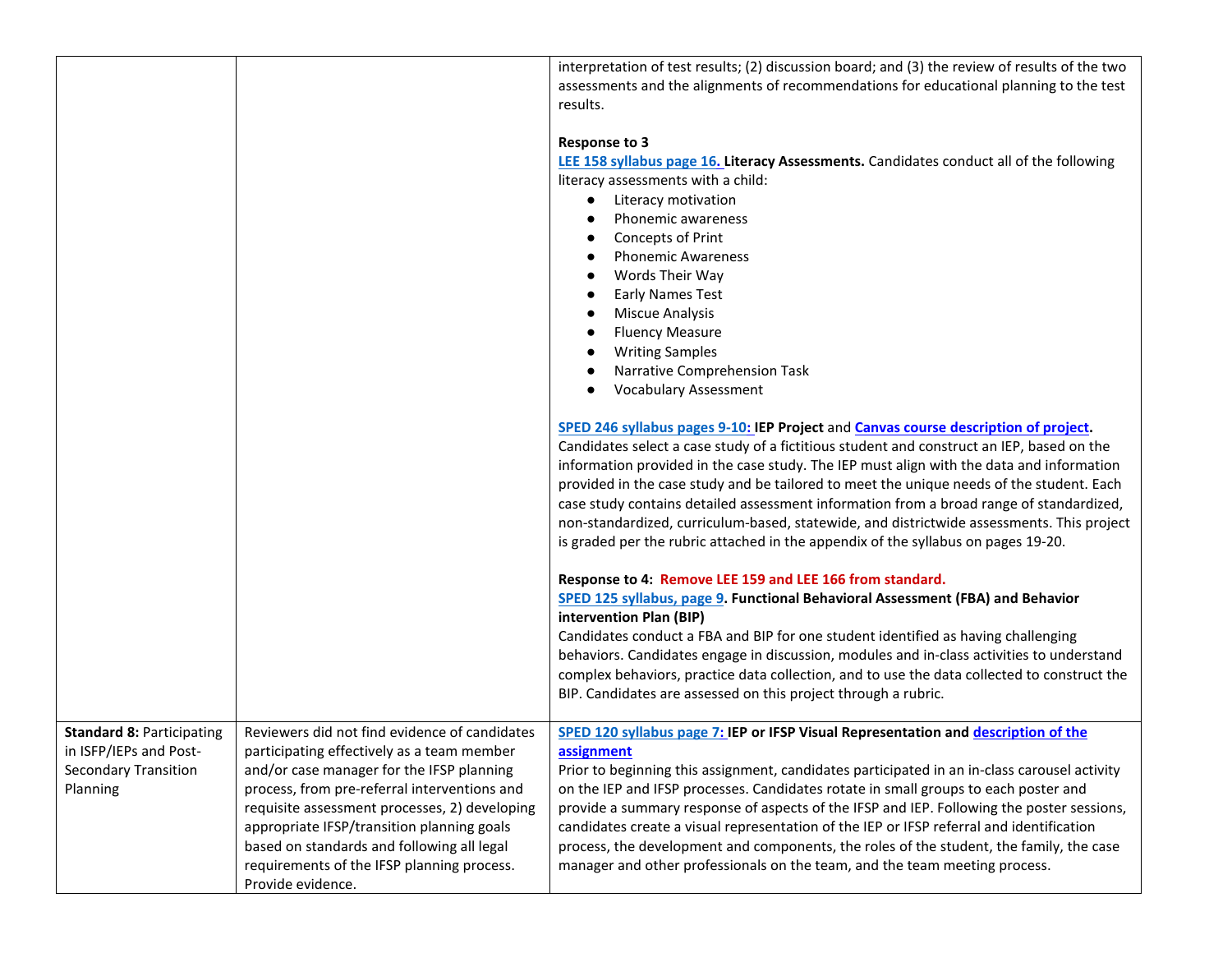| | | |
|---|---|---|
| | | interpretation of test results; (2) discussion board; and (3) the review of results of the two assessments and the alignments of recommendations for educational planning to the test results.<br><br>**Response to 3**<br>LEE 158 syllabus page 16. **Literacy Assessments.** Candidates conduct all of the following literacy assessments with a child:<br>● Literacy motivation<br>● Phonemic awareness<br>● Concepts of Print<br>● Phonemic Awareness<br>● Words Their Way<br>● Early Names Test<br>● Miscue Analysis<br>● Fluency Measure<br>● Writing Samples<br>● Narrative Comprehension Task<br>● Vocabulary Assessment<br><br>SPED 246 syllabus pages 9-10: **IEP Project** and **Canvas course description of project.** Candidates select a case study of a fictitious student and construct an IEP, based on the information provided in the case study. The IEP must align with the data and information provided in the case study and be tailored to meet the unique needs of the student. Each case study contains detailed assessment information from a broad range of standardized, non-standardized, curriculum-based, statewide, and districtwide assessments. This project is graded per the rubric attached in the appendix of the syllabus on pages 19-20.<br><br>**Response to 4: Remove LEE 159 and LEE 166 from standard.**<br>SPED 125 syllabus, page 9. **Functional Behavioral Assessment (FBA) and Behavior intervention Plan (BIP)**<br>Candidates conduct a FBA and BIP for one student identified as having challenging behaviors. Candidates engage in discussion, modules and in-class activities to understand complex behaviors, practice data collection, and to use the data collected to construct the BIP. Candidates are assessed on this project through a rubric. |
| **Standard 8:** Participating in ISFP/IEPs and Post-Secondary Transition Planning | Reviewers did not find evidence of candidates participating effectively as a team member and/or case manager for the IFSP planning process, from pre-referral interventions and requisite assessment processes, 2) developing appropriate IFSP/transition planning goals based on standards and following all legal requirements of the IFSP planning process. Provide evidence. | SPED 120 syllabus page 7: **IEP or IFSP Visual Representation and description of the assignment**<br>Prior to beginning this assignment, candidates participated in an in-class carousel activity on the IEP and IFSP processes. Candidates rotate in small groups to each poster and provide a summary response of aspects of the IFSP and IEP. Following the poster sessions, candidates create a visual representation of the IEP or IFSP referral and identification process, the development and components, the roles of the student, the family, the case manager and other professionals on the team, and the team meeting process. |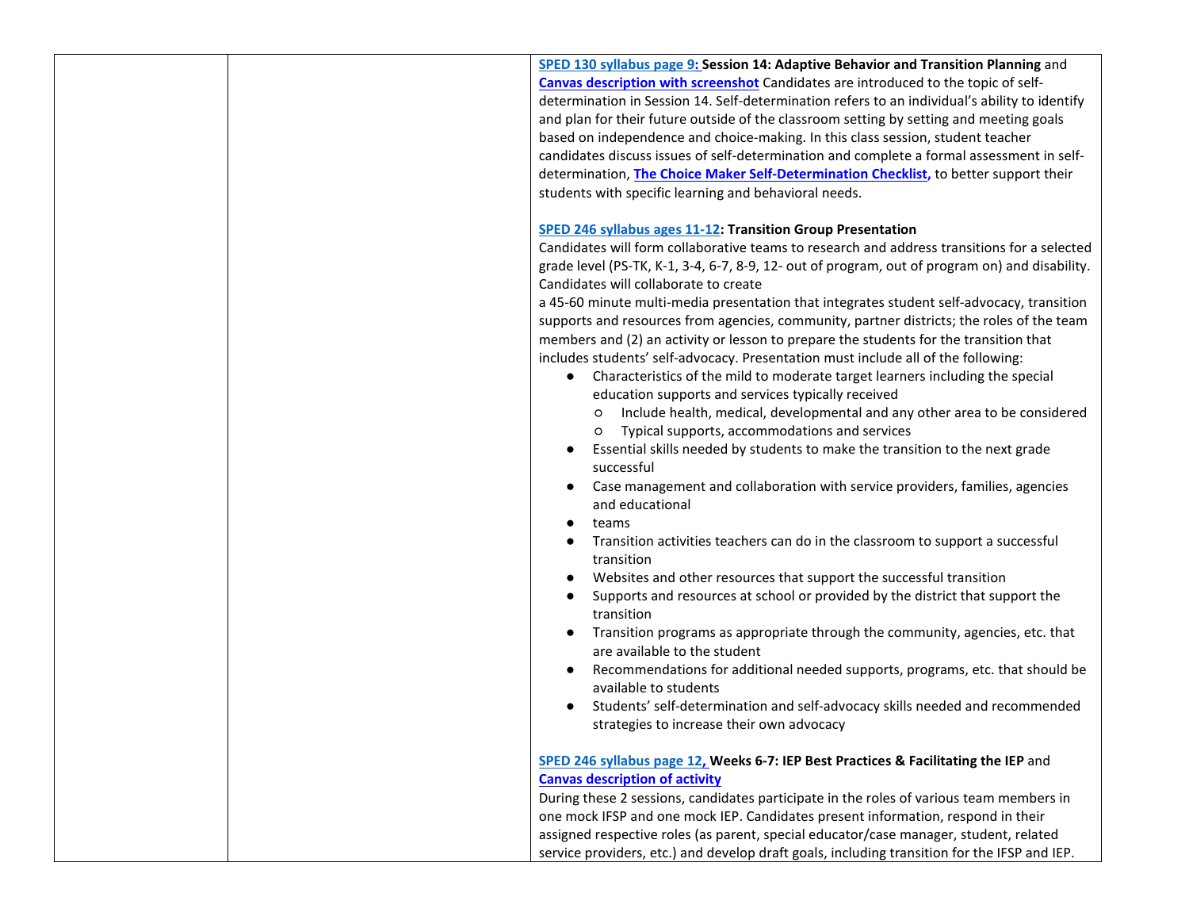| | | |
|---|---|---|
| | | **SPED 130 syllabus page 9: Session 14: Adaptive Behavior and Transition Planning** and **Canvas description with screenshot** Candidates are introduced to the topic of self-determination in Session 14. Self-determination refers to an individual's ability to identify and plan for their future outside of the classroom setting by setting and meeting goals based on independence and choice-making. In this class session, student teacher candidates discuss issues of self-determination and complete a formal assessment in self-determination, **The Choice Maker Self-Determination Checklist,** to better support their students with specific learning and behavioral needs.<br><br>**SPED 246 syllabus ages 11-12: Transition Group Presentation**<br>Candidates will form collaborative teams to research and address transitions for a selected grade level (PS-TK, K-1, 3-4, 6-7, 8-9, 12- out of program, out of program on) and disability. Candidates will collaborate to create<br>a 45-60 minute multi-media presentation that integrates student self-advocacy, transition supports and resources from agencies, community, partner districts; the roles of the team members and (2) an activity or lesson to prepare the students for the transition that includes students' self-advocacy. Presentation must include all of the following:<br>● Characteristics of the mild to moderate target learners including the special education supports and services typically received<br>&nbsp;&nbsp;&nbsp;&nbsp;○ Include health, medical, developmental and any other area to be considered<br>&nbsp;&nbsp;&nbsp;&nbsp;○ Typical supports, accommodations and services<br>● Essential skills needed by students to make the transition to the next grade successful<br>● Case management and collaboration with service providers, families, agencies and educational<br>● teams<br>● Transition activities teachers can do in the classroom to support a successful transition<br>● Websites and other resources that support the successful transition<br>● Supports and resources at school or provided by the district that support the transition<br>● Transition programs as appropriate through the community, agencies, etc. that are available to the student<br>● Recommendations for additional needed supports, programs, etc. that should be available to students<br>● Students' self-determination and self-advocacy skills needed and recommended strategies to increase their own advocacy<br><br>**SPED 246 syllabus page 12, Weeks 6-7: IEP Best Practices & Facilitating the IEP** and **Canvas description of activity**<br>During these 2 sessions, candidates participate in the roles of various team members in one mock IFSP and one mock IEP. Candidates present information, respond in their assigned respective roles (as parent, special educator/case manager, student, related service providers, etc.) and develop draft goals, including transition for the IFSP and IEP. |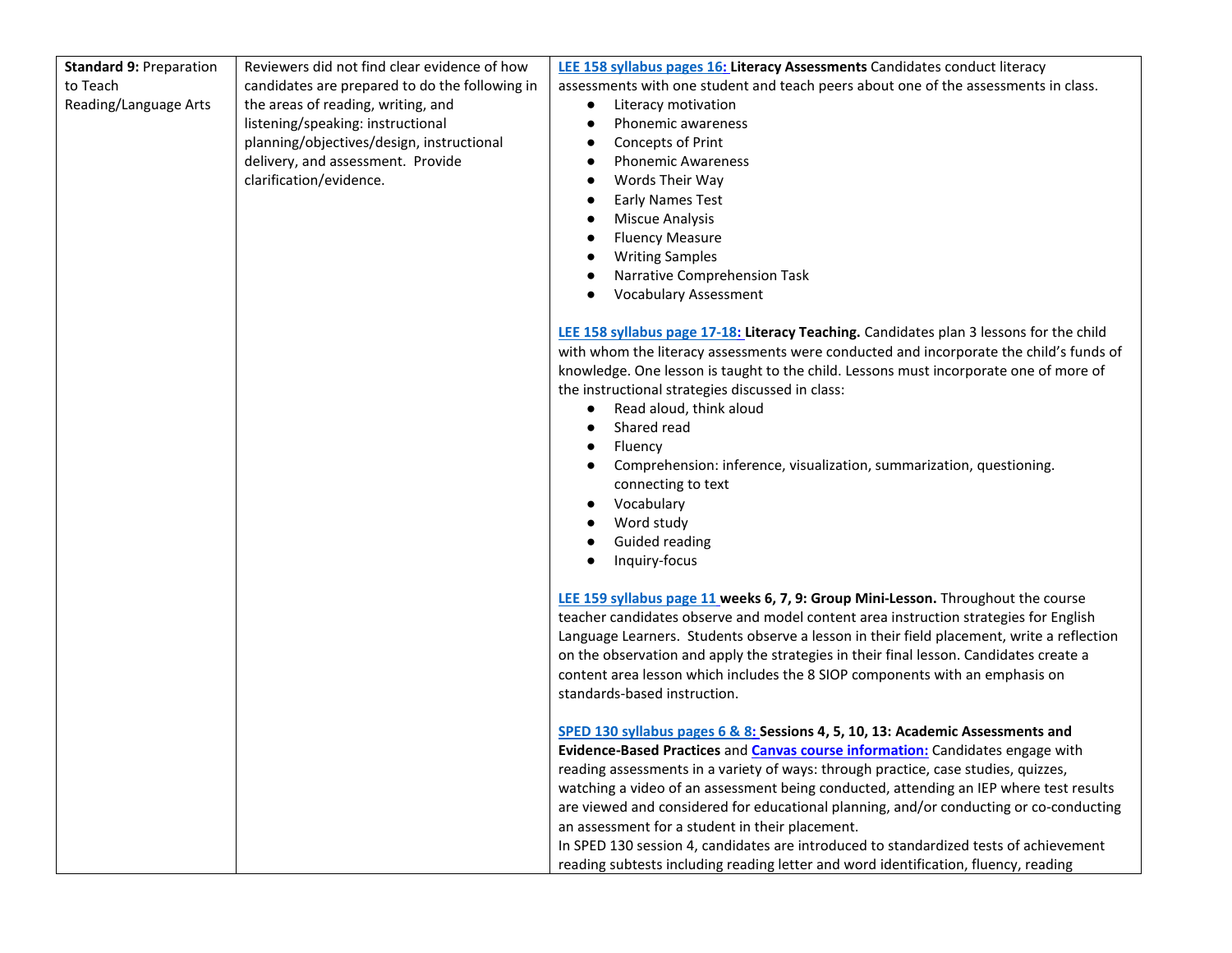| Standard 9: Preparation to Teach Reading/Language Arts | Reviewers did not find clear evidence of how candidates are prepared to do the following in the areas of reading, writing, and listening/speaking: instructional planning/objectives/design, instructional delivery, and assessment. Provide clarification/evidence. | **LEE 158 syllabus pages 16: Literacy Assessments** Candidates conduct literacy assessments with one student and teach peers about one of the assessments in class.<br>● Literacy motivation<br>● Phonemic awareness<br>● Concepts of Print<br>● Phonemic Awareness<br>● Words Their Way<br>● Early Names Test<br>● Miscue Analysis<br>● Fluency Measure<br>● Writing Samples<br>● Narrative Comprehension Task<br>● Vocabulary Assessment<br><br>**LEE 158 syllabus page 17-18: Literacy Teaching.** Candidates plan 3 lessons for the child with whom the literacy assessments were conducted and incorporate the child's funds of knowledge. One lesson is taught to the child. Lessons must incorporate one of more of the instructional strategies discussed in class:<br>● Read aloud, think aloud<br>● Shared read<br>● Fluency<br>● Comprehension: inference, visualization, summarization, questioning. connecting to text<br>● Vocabulary<br>● Word study<br>● Guided reading<br>● Inquiry-focus<br><br>**LEE 159 syllabus page 11 weeks 6, 7, 9: Group Mini-Lesson.** Throughout the course teacher candidates observe and model content area instruction strategies for English Language Learners. Students observe a lesson in their field placement, write a reflection on the observation and apply the strategies in their final lesson. Candidates create a content area lesson which includes the 8 SIOP components with an emphasis on standards-based instruction.<br><br>**SPED 130 syllabus pages 6 & 8: Sessions 4, 5, 10, 13: Academic Assessments and Evidence-Based Practices** and **Canvas course information:** Candidates engage with reading assessments in a variety of ways: through practice, case studies, quizzes, watching a video of an assessment being conducted, attending an IEP where test results are viewed and considered for educational planning, and/or conducting or co-conducting an assessment for a student in their placement.<br>In SPED 130 session 4, candidates are introduced to standardized tests of achievement reading subtests including reading letter and word identification, fluency, reading |
|---|---|---|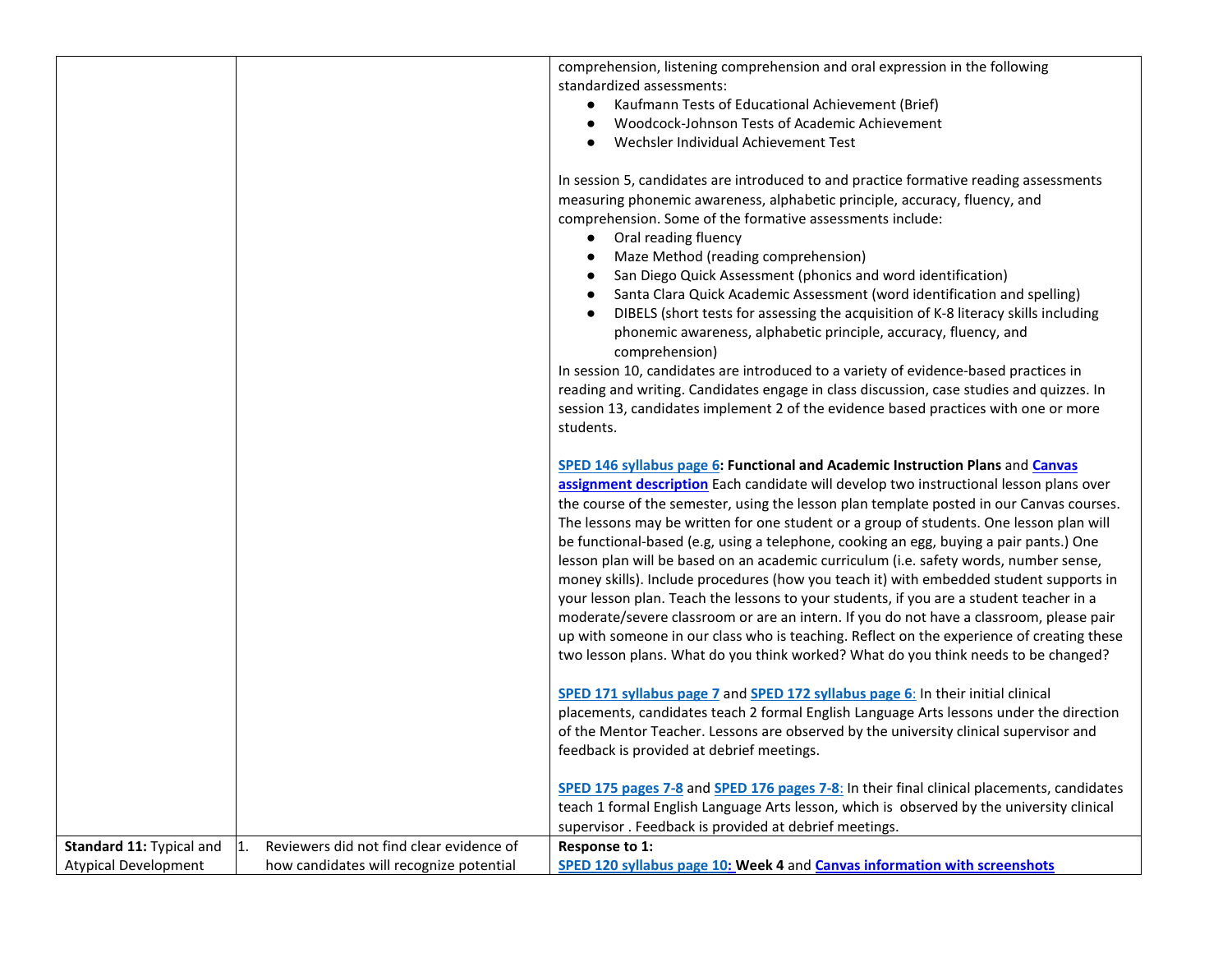| | | |
|---|---|---|
| | | comprehension, listening comprehension and oral expression in the following standardized assessments:<br>● Kaufmann Tests of Educational Achievement (Brief)<br>● Woodcock-Johnson Tests of Academic Achievement<br>● Wechsler Individual Achievement Test<br><br>In session 5, candidates are introduced to and practice formative reading assessments measuring phonemic awareness, alphabetic principle, accuracy, fluency, and comprehension. Some of the formative assessments include:<br>● Oral reading fluency<br>● Maze Method (reading comprehension)<br>● San Diego Quick Assessment (phonics and word identification)<br>● Santa Clara Quick Academic Assessment (word identification and spelling)<br>● DIBELS (short tests for assessing the acquisition of K-8 literacy skills including phonemic awareness, alphabetic principle, accuracy, fluency, and comprehension)<br>In session 10, candidates are introduced to a variety of evidence-based practices in reading and writing. Candidates engage in class discussion, case studies and quizzes. In session 13, candidates implement 2 of the evidence based practices with one or more students.<br><br>**SPED 146 syllabus page 6: Functional and Academic Instruction Plans** and **Canvas assignment description** Each candidate will develop two instructional lesson plans over the course of the semester, using the lesson plan template posted in our Canvas courses. The lessons may be written for one student or a group of students. One lesson plan will be functional-based (e.g, using a telephone, cooking an egg, buying a pair pants.) One lesson plan will be based on an academic curriculum (i.e. safety words, number sense, money skills). Include procedures (how you teach it) with embedded student supports in your lesson plan. Teach the lessons to your students, if you are a student teacher in a moderate/severe classroom or are an intern. If you do not have a classroom, please pair up with someone in our class who is teaching. Reflect on the experience of creating these two lesson plans. What do you think worked? What do you think needs to be changed?<br><br>SPED 171 syllabus page 7 and SPED 172 syllabus page 6: In their initial clinical placements, candidates teach 2 formal English Language Arts lessons under the direction of the Mentor Teacher. Lessons are observed by the university clinical supervisor and feedback is provided at debrief meetings.<br><br>SPED 175 pages 7-8 and SPED 176 pages 7-8: In their final clinical placements, candidates teach 1 formal English Language Arts lesson, which is observed by the university clinical supervisor . Feedback is provided at debrief meetings. |
| **Standard 11:** Typical and Atypical Development | 1. Reviewers did not find clear evidence of how candidates will recognize potential | **Response to 1:**<br>**SPED 120 syllabus page 10: Week 4** and **Canvas information with screenshots** |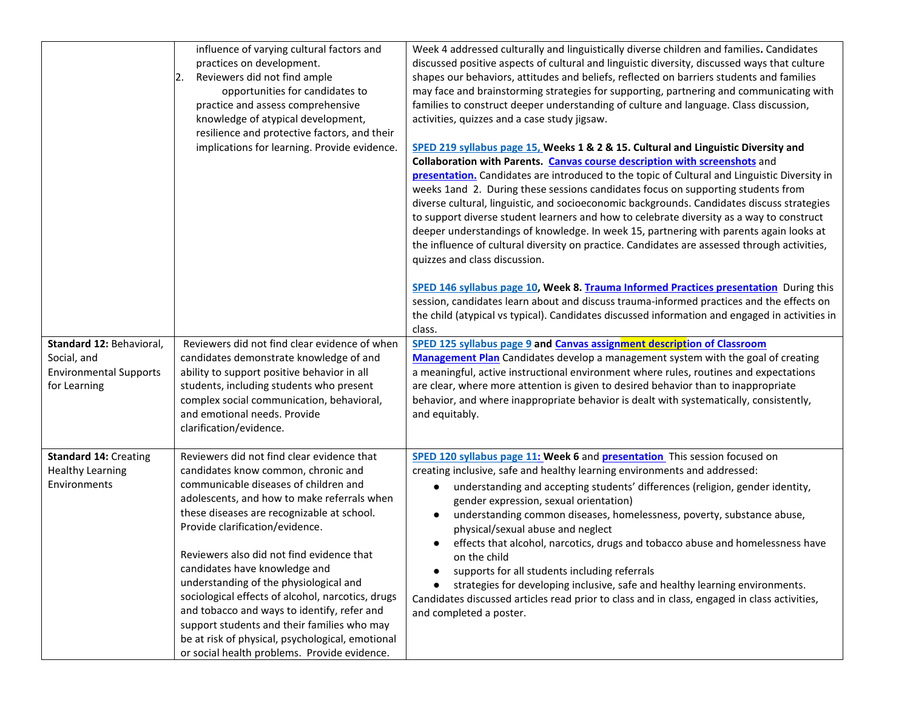| | | |
|---|---|---|
| | influence of varying cultural factors and practices on development.<br>2. Reviewers did not find ample opportunities for candidates to practice and assess comprehensive knowledge of atypical development, resilience and protective factors, and their implications for learning. Provide evidence. | Week 4 addressed culturally and linguistically diverse children and families**.** Candidates discussed positive aspects of cultural and linguistic diversity, discussed ways that culture shapes our behaviors, attitudes and beliefs, reflected on barriers students and families may face and brainstorming strategies for supporting, partnering and communicating with families to construct deeper understanding of culture and language. Class discussion, activities, quizzes and a case study jigsaw.<br><br>**SPED 219 syllabus page 15, Weeks 1 & 2 & 15. Cultural and Linguistic Diversity and Collaboration with Parents. Canvas course description with screenshots** and **presentation.** Candidates are introduced to the topic of Cultural and Linguistic Diversity in weeks 1and 2. During these sessions candidates focus on supporting students from diverse cultural, linguistic, and socioeconomic backgrounds. Candidates discuss strategies to support diverse student learners and how to celebrate diversity as a way to construct deeper understandings of knowledge. In week 15, partnering with parents again looks at the influence of cultural diversity on practice. Candidates are assessed through activities, quizzes and class discussion.<br><br>**SPED 146 syllabus page 10, Week 8. Trauma Informed Practices presentation** During this session, candidates learn about and discuss trauma-informed practices and the effects on the child (atypical vs typical). Candidates discussed information and engaged in activities in class. |
| **Standard 12:** Behavioral, Social, and Environmental Supports for Learning | Reviewers did not find clear evidence of when candidates demonstrate knowledge of and ability to support positive behavior in all students, including students who present complex social communication, behavioral, and emotional needs. Provide clarification/evidence. | **SPED 125 syllabus page 9** and **Canvas assignment description of Classroom Management Plan** Candidates develop a management system with the goal of creating a meaningful, active instructional environment where rules, routines and expectations are clear, where more attention is given to desired behavior than to inappropriate behavior, and where inappropriate behavior is dealt with systematically, consistently, and equitably. |
| **Standard 14:** Creating Healthy Learning Environments | Reviewers did not find clear evidence that candidates know common, chronic and communicable diseases of children and adolescents, and how to make referrals when these diseases are recognizable at school. Provide clarification/evidence.<br><br>Reviewers also did not find evidence that candidates have knowledge and understanding of the physiological and sociological effects of alcohol, narcotics, drugs and tobacco and ways to identify, refer and support students and their families who may be at risk of physical, psychological, emotional or social health problems. Provide evidence. | **SPED 120 syllabus page 11: Week 6** and **presentation** This session focused on creating inclusive, safe and healthy learning environments and addressed:<br>● understanding and accepting students' differences (religion, gender identity, gender expression, sexual orientation)<br>● understanding common diseases, homelessness, poverty, substance abuse, physical/sexual abuse and neglect<br>● effects that alcohol, narcotics, drugs and tobacco abuse and homelessness have on the child<br>● supports for all students including referrals<br>● strategies for developing inclusive, safe and healthy learning environments.<br>Candidates discussed articles read prior to class and in class, engaged in class activities, and completed a poster. |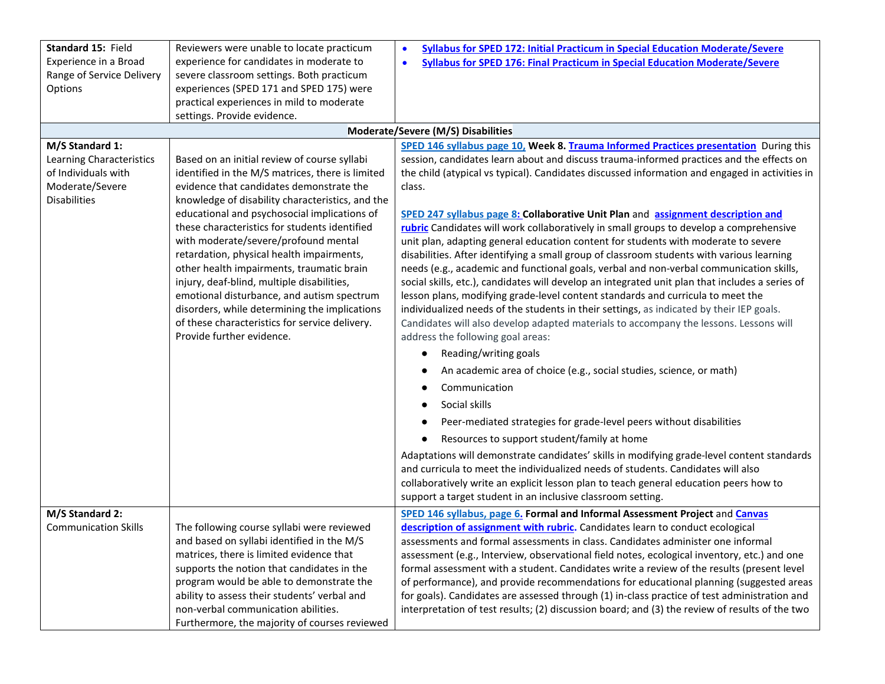| | | |
|---|---|---|
| **Standard 15:** Field Experience in a Broad Range of Service Delivery Options | Reviewers were unable to locate practicum experience for candidates in moderate to severe classroom settings. Both practicum experiences (SPED 171 and SPED 175) were practical experiences in mild to moderate settings. Provide evidence. | • **Syllabus for SPED 172: Initial Practicum in Special Education Moderate/Severe**<br>• **Syllabus for SPED 176: Final Practicum in Special Education Moderate/Severe** |
| **Moderate/Severe (M/S) Disabilities** | | |
| **M/S Standard 1:** Learning Characteristics of Individuals with Moderate/Severe Disabilities | Based on an initial review of course syllabi identified in the M/S matrices, there is limited evidence that candidates demonstrate the knowledge of disability characteristics, and the educational and psychosocial implications of these characteristics for students identified with moderate/severe/profound mental retardation, physical health impairments, other health impairments, traumatic brain injury, deaf-blind, multiple disabilities, emotional disturbance, and autism spectrum disorders, while determining the implications of these characteristics for service delivery. Provide further evidence. | SPED 146 syllabus page 10, **Week 8. Trauma Informed Practices presentation** During this session, candidates learn about and discuss trauma-informed practices and the effects on the child (atypical vs typical). Candidates discussed information and engaged in activities in class.<br><br>SPED 247 syllabus page 8: **Collaborative Unit Plan** and **assignment description and rubric** Candidates will work collaboratively in small groups to develop a comprehensive unit plan, adapting general education content for students with moderate to severe disabilities. After identifying a small group of classroom students with various learning needs (e.g., academic and functional goals, verbal and non-verbal communication skills, social skills, etc.), candidates will develop an integrated unit plan that includes a series of lesson plans, modifying grade-level content standards and curricula to meet the individualized needs of the students in their settings, as indicated by their IEP goals. Candidates will also develop adapted materials to accompany the lessons. Lessons will address the following goal areas:<br>● Reading/writing goals<br>● An academic area of choice (e.g., social studies, science, or math)<br>● Communication<br>● Social skills<br>● Peer-mediated strategies for grade-level peers without disabilities<br>● Resources to support student/family at home<br>Adaptations will demonstrate candidates' skills in modifying grade-level content standards and curricula to meet the individualized needs of students. Candidates will also collaboratively write an explicit lesson plan to teach general education peers how to support a target student in an inclusive classroom setting. |
| **M/S Standard 2:** Communication Skills | The following course syllabi were reviewed and based on syllabi identified in the M/S matrices, there is limited evidence that supports the notion that candidates in the program would be able to demonstrate the ability to assess their students' verbal and non-verbal communication abilities. Furthermore, the majority of courses reviewed | SPED 146 syllabus, page 6. **Formal and Informal Assessment Project** and **Canvas description of assignment with rubric.** Candidates learn to conduct ecological assessments and formal assessments in class. Candidates administer one informal assessment (e.g., Interview, observational field notes, ecological inventory, etc.) and one formal assessment with a student. Candidates write a review of the results (present level of performance), and provide recommendations for educational planning (suggested areas for goals). Candidates are assessed through (1) in-class practice of test administration and interpretation of test results; (2) discussion board; and (3) the review of results of the two |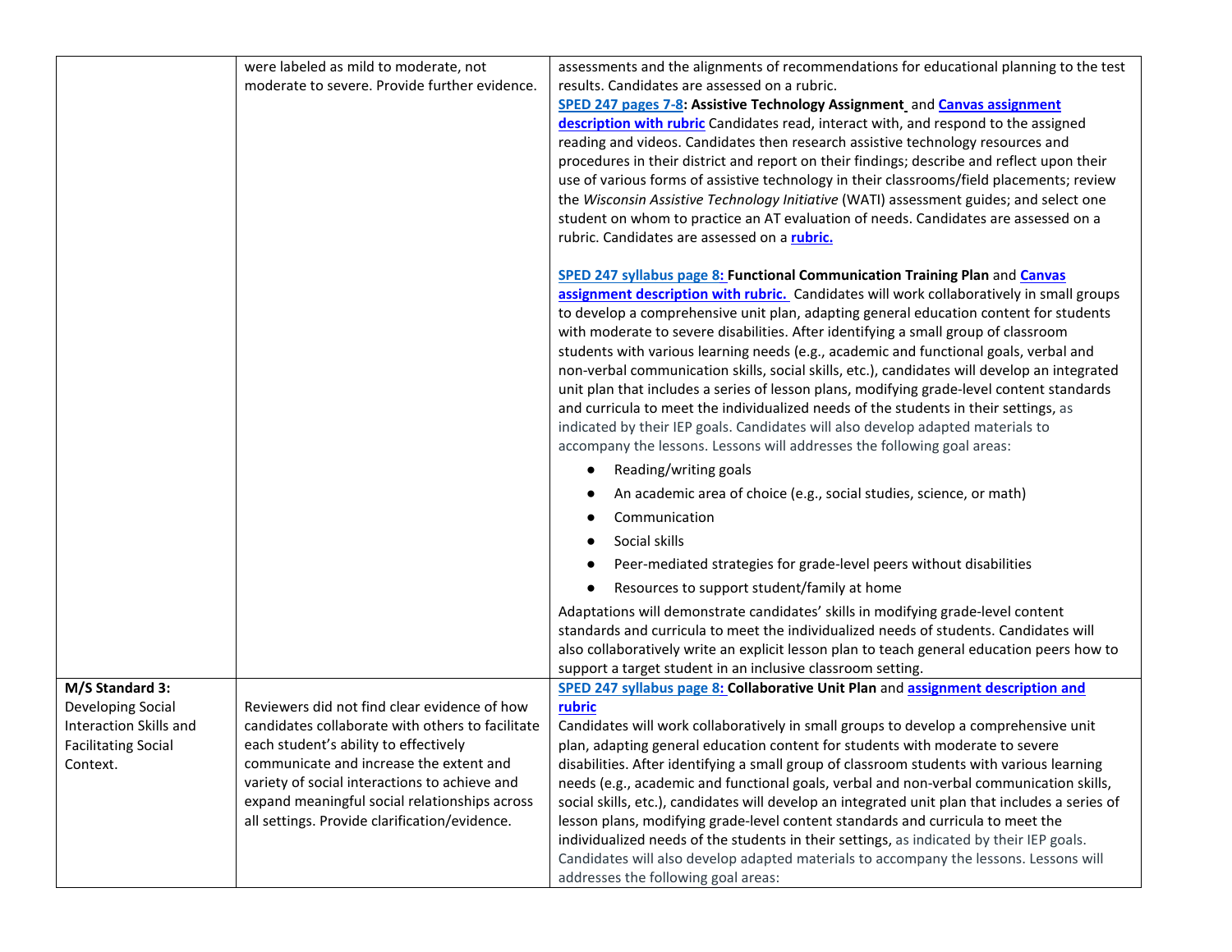| | | |
|---|---|---|
| | were labeled as mild to moderate, not moderate to severe. Provide further evidence. | assessments and the alignments of recommendations for educational planning to the test results. Candidates are assessed on a rubric.<br>**SPED 247 pages 7-8: Assistive Technology Assignment** and **Canvas assignment description with rubric** Candidates read, interact with, and respond to the assigned reading and videos. Candidates then research assistive technology resources and procedures in their district and report on their findings; describe and reflect upon their use of various forms of assistive technology in their classrooms/field placements; review the *Wisconsin Assistive Technology Initiative* (WATI) assessment guides; and select one student on whom to practice an AT evaluation of needs. Candidates are assessed on a rubric. Candidates are assessed on a **rubric.**<br><br>**SPED 247 syllabus page 8: Functional Communication Training Plan** and **Canvas assignment description with rubric.** Candidates will work collaboratively in small groups to develop a comprehensive unit plan, adapting general education content for students with moderate to severe disabilities. After identifying a small group of classroom students with various learning needs (e.g., academic and functional goals, verbal and non-verbal communication skills, social skills, etc.), candidates will develop an integrated unit plan that includes a series of lesson plans, modifying grade-level content standards and curricula to meet the individualized needs of the students in their settings, as indicated by their IEP goals. Candidates will also develop adapted materials to accompany the lessons. Lessons will addresses the following goal areas:<br>● Reading/writing goals<br>● An academic area of choice (e.g., social studies, science, or math)<br>● Communication<br>● Social skills<br>● Peer-mediated strategies for grade-level peers without disabilities<br>● Resources to support student/family at home<br><br>Adaptations will demonstrate candidates' skills in modifying grade-level content standards and curricula to meet the individualized needs of students. Candidates will also collaboratively write an explicit lesson plan to teach general education peers how to support a target student in an inclusive classroom setting. |
| **M/S Standard 3:** Developing Social Interaction Skills and Facilitating Social Context. | Reviewers did not find clear evidence of how candidates collaborate with others to facilitate each student's ability to effectively communicate and increase the extent and variety of social interactions to achieve and expand meaningful social relationships across all settings. Provide clarification/evidence. | **SPED 247 syllabus page 8: Collaborative Unit Plan** and **assignment description and rubric**<br>Candidates will work collaboratively in small groups to develop a comprehensive unit plan, adapting general education content for students with moderate to severe disabilities. After identifying a small group of classroom students with various learning needs (e.g., academic and functional goals, verbal and non-verbal communication skills, social skills, etc.), candidates will develop an integrated unit plan that includes a series of lesson plans, modifying grade-level content standards and curricula to meet the individualized needs of the students in their settings, as indicated by their IEP goals. Candidates will also develop adapted materials to accompany the lessons. Lessons will addresses the following goal areas: |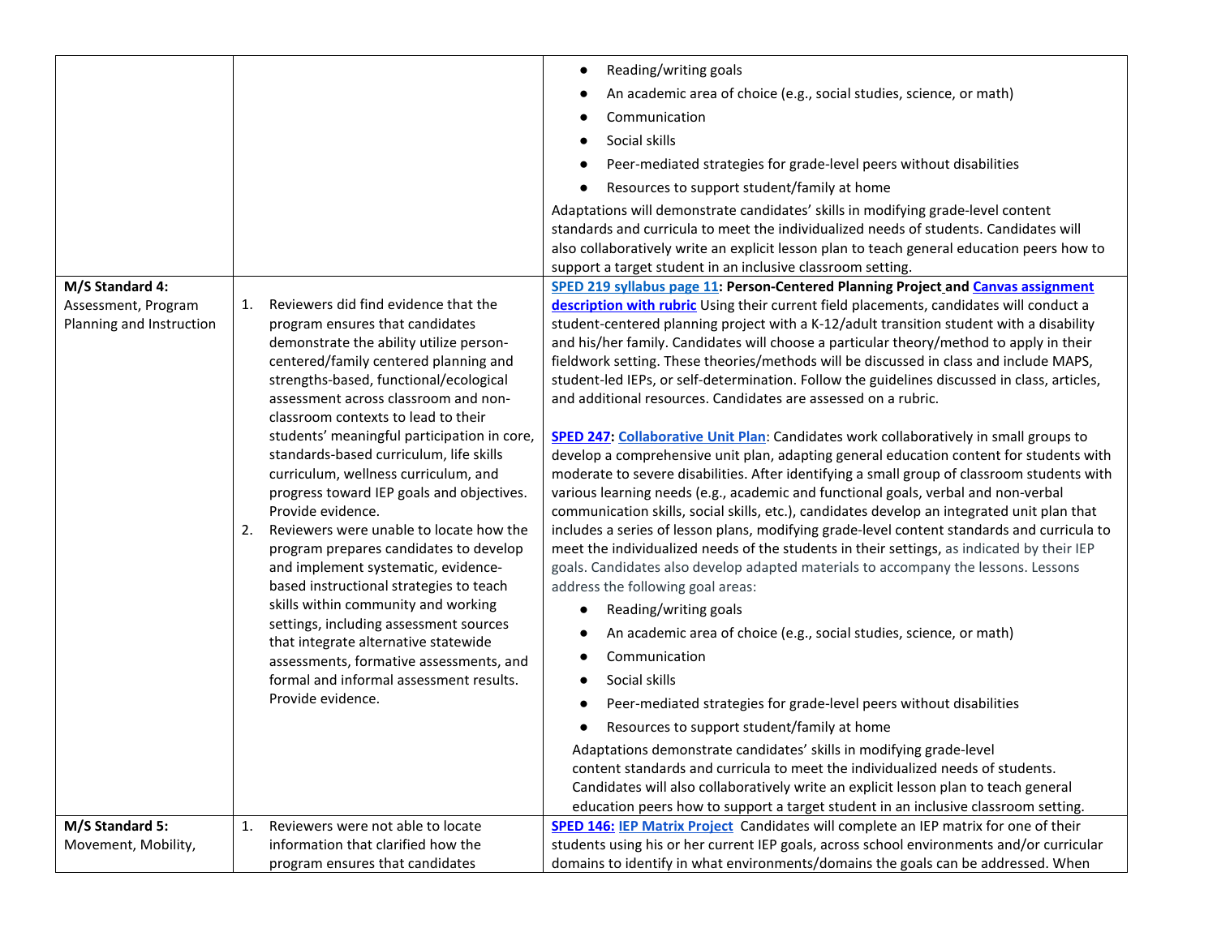| | | |
|---|---|---|
| | | <ul><li>Reading/writing goals</li><li>An academic area of choice (e.g., social studies, science, or math)</li><li>Communication</li><li>Social skills</li><li>Peer-mediated strategies for grade-level peers without disabilities</li><li>Resources to support student/family at home</li></ul>Adaptations will demonstrate candidates' skills in modifying grade-level content standards and curricula to meet the individualized needs of students. Candidates will also collaboratively write an explicit lesson plan to teach general education peers how to support a target student in an inclusive classroom setting. |
| **M/S Standard 4:** Assessment, Program Planning and Instruction | 1. Reviewers did find evidence that the program ensures that candidates demonstrate the ability utilize person-centered/family centered planning and strengths-based, functional/ecological assessment across classroom and non-classroom contexts to lead to their students' meaningful participation in core, standards-based curriculum, life skills curriculum, wellness curriculum, and progress toward IEP goals and objectives. Provide evidence.<br>2. Reviewers were unable to locate how the program prepares candidates to develop and implement systematic, evidence-based instructional strategies to teach skills within community and working settings, including assessment sources that integrate alternative statewide assessments, formative assessments, and formal and informal assessment results. Provide evidence. | **SPED 219 syllabus page 11: Person-Centered Planning Project and Canvas assignment description with rubric** Using their current field placements, candidates will conduct a student-centered planning project with a K-12/adult transition student with a disability and his/her family. Candidates will choose a particular theory/method to apply in their fieldwork setting. These theories/methods will be discussed in class and include MAPS, student-led IEPs, or self-determination. Follow the guidelines discussed in class, articles, and additional resources. Candidates are assessed on a rubric.<br><br>**SPED 247: Collaborative Unit Plan**: Candidates work collaboratively in small groups to develop a comprehensive unit plan, adapting general education content for students with moderate to severe disabilities. After identifying a small group of classroom students with various learning needs (e.g., academic and functional goals, verbal and non-verbal communication skills, social skills, etc.), candidates develop an integrated unit plan that includes a series of lesson plans, modifying grade-level content standards and curricula to meet the individualized needs of the students in their settings, as indicated by their IEP goals. Candidates also develop adapted materials to accompany the lessons. Lessons address the following goal areas:<ul><li>Reading/writing goals</li><li>An academic area of choice (e.g., social studies, science, or math)</li><li>Communication</li><li>Social skills</li><li>Peer-mediated strategies for grade-level peers without disabilities</li><li>Resources to support student/family at home</li></ul>Adaptations demonstrate candidates' skills in modifying grade-level content standards and curricula to meet the individualized needs of students. Candidates will also collaboratively write an explicit lesson plan to teach general education peers how to support a target student in an inclusive classroom setting. |
| **M/S Standard 5:** Movement, Mobility, | 1. Reviewers were not able to locate information that clarified how the program ensures that candidates | **SPED 146: IEP Matrix Project** Candidates will complete an IEP matrix for one of their students using his or her current IEP goals, across school environments and/or curricular domains to identify in what environments/domains the goals can be addressed. When |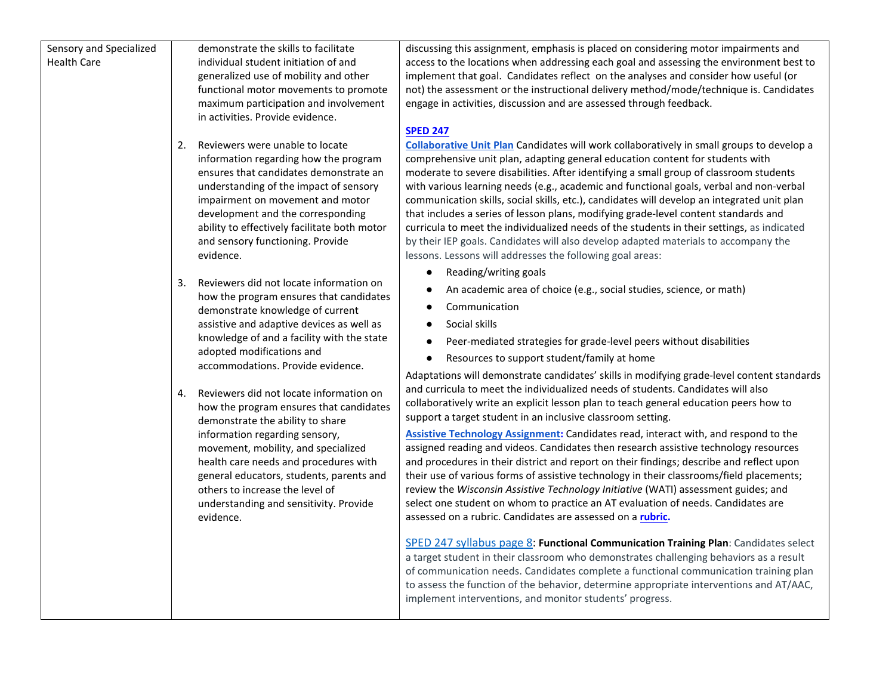| | | |
|---|---|---|
| Sensory and Specialized Health Care | demonstrate the skills to facilitate individual student initiation of and generalized use of mobility and other functional motor movements to promote maximum participation and involvement in activities. Provide evidence.<br><br>2. Reviewers were unable to locate information regarding how the program ensures that candidates demonstrate an understanding of the impact of sensory impairment on movement and motor development and the corresponding ability to effectively facilitate both motor and sensory functioning. Provide evidence.<br><br>3. Reviewers did not locate information on how the program ensures that candidates demonstrate knowledge of current assistive and adaptive devices as well as knowledge of and a facility with the state adopted modifications and accommodations. Provide evidence.<br><br>4. Reviewers did not locate information on how the program ensures that candidates demonstrate the ability to share information regarding sensory, movement, mobility, and specialized health care needs and procedures with general educators, students, parents and others to increase the level of understanding and sensitivity. Provide evidence. | discussing this assignment, emphasis is placed on considering motor impairments and access to the locations when addressing each goal and assessing the environment best to implement that goal. Candidates reflect on the analyses and consider how useful (or not) the assessment or the instructional delivery method/mode/technique is. Candidates engage in activities, discussion and are assessed through feedback.<br><br>**SPED 247**<br>**Collaborative Unit Plan** Candidates will work collaboratively in small groups to develop a comprehensive unit plan, adapting general education content for students with moderate to severe disabilities. After identifying a small group of classroom students with various learning needs (e.g., academic and functional goals, verbal and non-verbal communication skills, social skills, etc.), candidates will develop an integrated unit plan that includes a series of lesson plans, modifying grade-level content standards and curricula to meet the individualized needs of the students in their settings, as indicated by their IEP goals. Candidates will also develop adapted materials to accompany the lessons. Lessons will addresses the following goal areas:<br>● Reading/writing goals<br>● An academic area of choice (e.g., social studies, science, or math)<br>● Communication<br>● Social skills<br>● Peer-mediated strategies for grade-level peers without disabilities<br>● Resources to support student/family at home<br>Adaptations will demonstrate candidates' skills in modifying grade-level content standards and curricula to meet the individualized needs of students. Candidates will also collaboratively write an explicit lesson plan to teach general education peers how to support a target student in an inclusive classroom setting.<br>**Assistive Technology Assignment:** Candidates read, interact with, and respond to the assigned reading and videos. Candidates then research assistive technology resources and procedures in their district and report on their findings; describe and reflect upon their use of various forms of assistive technology in their classrooms/field placements; review the *Wisconsin Assistive Technology Initiative* (WATI) assessment guides; and select one student on whom to practice an AT evaluation of needs. Candidates are assessed on a rubric. Candidates are assessed on a **rubric.**<br><br>SPED 247 syllabus page 8: **Functional Communication Training Plan**: Candidates select a target student in their classroom who demonstrates challenging behaviors as a result of communication needs. Candidates complete a functional communication training plan to assess the function of the behavior, determine appropriate interventions and AT/AAC, implement interventions, and monitor students' progress. |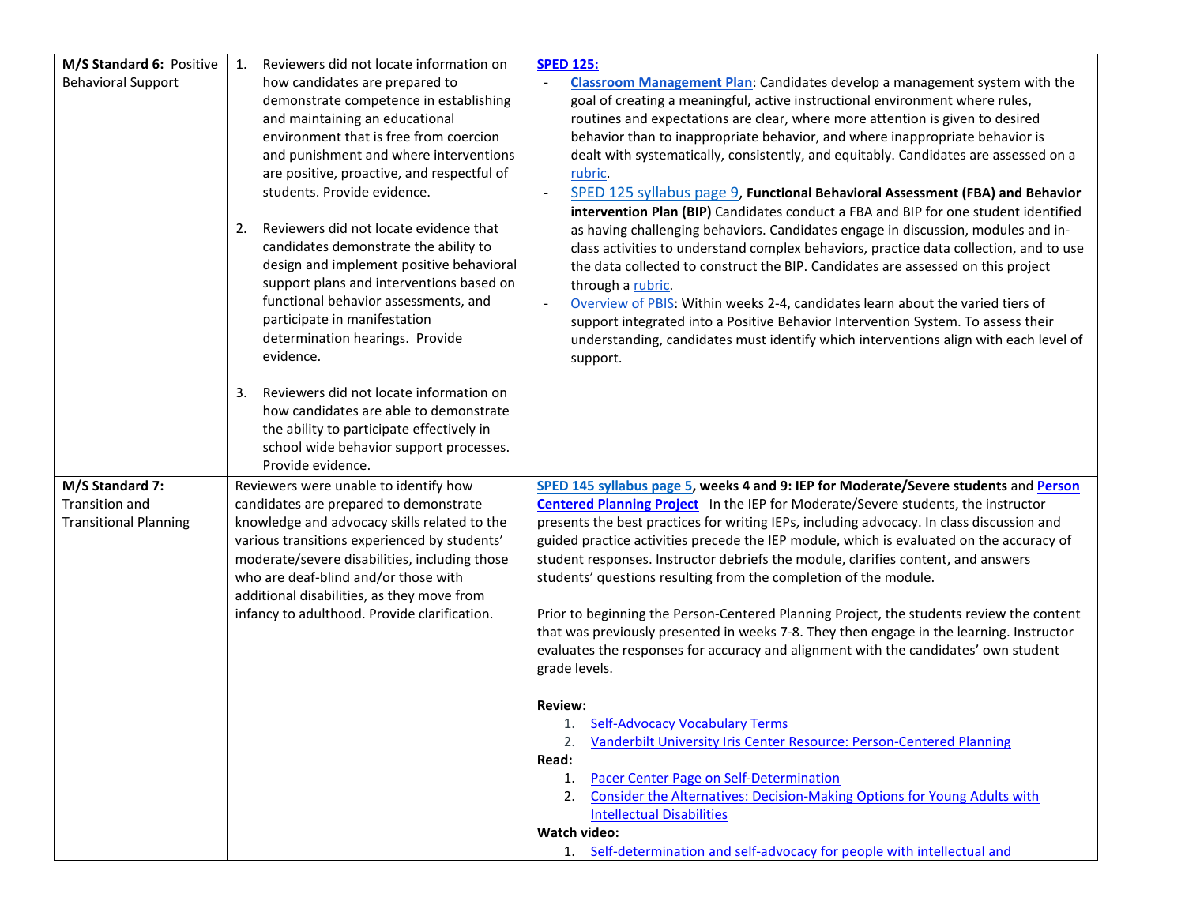| | | |
|---|---|---|
| **M/S Standard 6:** Positive Behavioral Support | 1. Reviewers did not locate information on how candidates are prepared to demonstrate competence in establishing and maintaining an educational environment that is free from coercion and punishment and where interventions are positive, proactive, and respectful of students. Provide evidence.<br><br>2. Reviewers did not locate evidence that candidates demonstrate the ability to design and implement positive behavioral support plans and interventions based on functional behavior assessments, and participate in manifestation determination hearings. Provide evidence.<br><br>3. Reviewers did not locate information on how candidates are able to demonstrate the ability to participate effectively in school wide behavior support processes. Provide evidence. | **SPED 125:**<br>- **Classroom Management Plan**: Candidates develop a management system with the goal of creating a meaningful, active instructional environment where rules, routines and expectations are clear, where more attention is given to desired behavior than to inappropriate behavior, and where inappropriate behavior is dealt with systematically, consistently, and equitably. Candidates are assessed on a rubric.<br>- SPED 125 syllabus page 9, **Functional Behavioral Assessment (FBA) and Behavior intervention Plan (BIP)** Candidates conduct a FBA and BIP for one student identified as having challenging behaviors. Candidates engage in discussion, modules and in-class activities to understand complex behaviors, practice data collection, and to use the data collected to construct the BIP. Candidates are assessed on this project through a rubric.<br>- Overview of PBIS: Within weeks 2-4, candidates learn about the varied tiers of support integrated into a Positive Behavior Intervention System. To assess their understanding, candidates must identify which interventions align with each level of support. |
| **M/S Standard 7:** Transition and Transitional Planning | Reviewers were unable to identify how candidates are prepared to demonstrate knowledge and advocacy skills related to the various transitions experienced by students' moderate/severe disabilities, including those who are deaf-blind and/or those with additional disabilities, as they move from infancy to adulthood. Provide clarification. | **SPED 145 syllabus page 5, weeks 4 and 9: IEP for Moderate/Severe students** and **Person Centered Planning Project** In the IEP for Moderate/Severe students, the instructor presents the best practices for writing IEPs, including advocacy. In class discussion and guided practice activities precede the IEP module, which is evaluated on the accuracy of student responses. Instructor debriefs the module, clarifies content, and answers students' questions resulting from the completion of the module.<br><br>Prior to beginning the Person-Centered Planning Project, the students review the content that was previously presented in weeks 7-8. They then engage in the learning. Instructor evaluates the responses for accuracy and alignment with the candidates' own student grade levels.<br><br>**Review:**<br>1. Self-Advocacy Vocabulary Terms<br>2. Vanderbilt University Iris Center Resource: Person-Centered Planning<br>**Read:**<br>1. Pacer Center Page on Self-Determination<br>2. Consider the Alternatives: Decision-Making Options for Young Adults with Intellectual Disabilities<br>**Watch video:**<br>1. Self-determination and self-advocacy for people with intellectual and |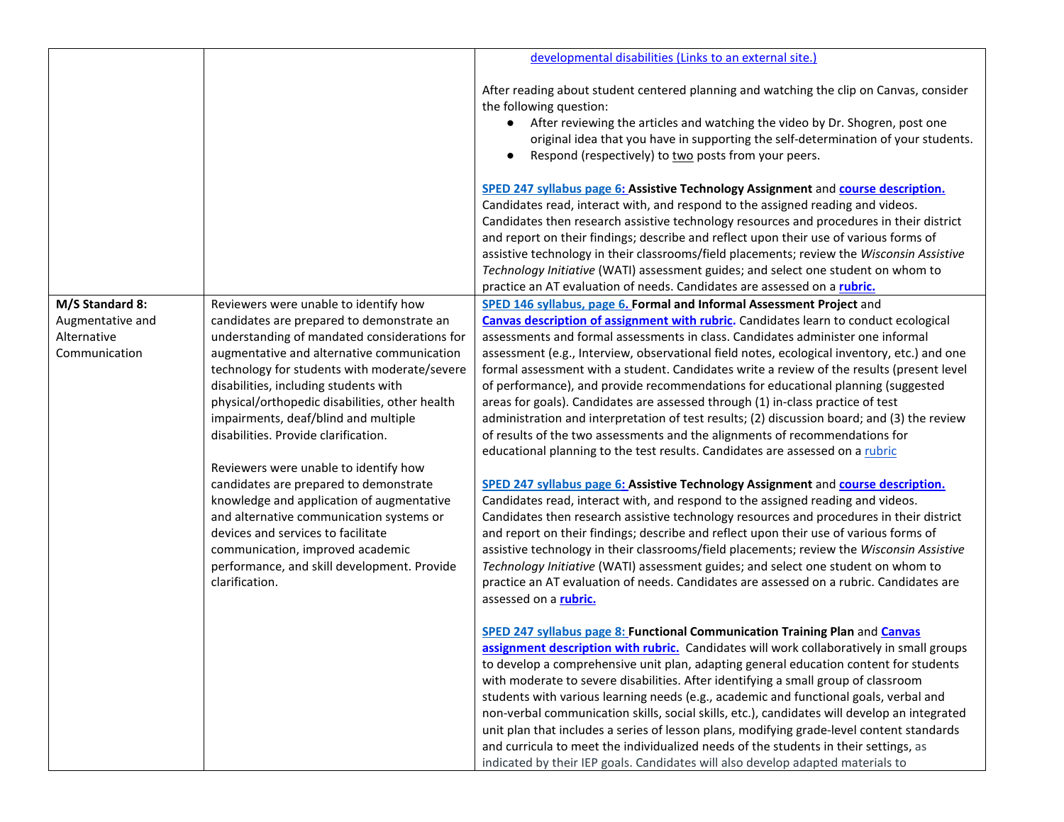| | | |
|---|---|---|
| | | developmental disabilities (Links to an external site.)<br><br>After reading about student centered planning and watching the clip on Canvas, consider the following question:<br>● After reviewing the articles and watching the video by Dr. Shogren, post one original idea that you have in supporting the self-determination of your students.<br>● Respond (respectively) to two posts from your peers.<br><br>SPED 247 syllabus page 6: **Assistive Technology Assignment** and **course description.** Candidates read, interact with, and respond to the assigned reading and videos. Candidates then research assistive technology resources and procedures in their district and report on their findings; describe and reflect upon their use of various forms of assistive technology in their classrooms/field placements; review the *Wisconsin Assistive Technology Initiative* (WATI) assessment guides; and select one student on whom to practice an AT evaluation of needs. Candidates are assessed on a **rubric.** |
| **M/S Standard 8:** Augmentative and Alternative Communication | Reviewers were unable to identify how candidates are prepared to demonstrate an understanding of mandated considerations for augmentative and alternative communication technology for students with moderate/severe disabilities, including students with physical/orthopedic disabilities, other health impairments, deaf/blind and multiple disabilities. Provide clarification.<br><br>Reviewers were unable to identify how candidates are prepared to demonstrate knowledge and application of augmentative and alternative communication systems or devices and services to facilitate communication, improved academic performance, and skill development. Provide clarification. | SPED 146 syllabus, page 6. **Formal and Informal Assessment Project** and **Canvas description of assignment with rubric.** Candidates learn to conduct ecological assessments and formal assessments in class. Candidates administer one informal assessment (e.g., Interview, observational field notes, ecological inventory, etc.) and one formal assessment with a student. Candidates write a review of the results (present level of performance), and provide recommendations for educational planning (suggested areas for goals). Candidates are assessed through (1) in-class practice of test administration and interpretation of test results; (2) discussion board; and (3) the review of results of the two assessments and the alignments of recommendations for educational planning to the test results. Candidates are assessed on a rubric<br><br>SPED 247 syllabus page 6: **Assistive Technology Assignment** and **course description.** Candidates read, interact with, and respond to the assigned reading and videos. Candidates then research assistive technology resources and procedures in their district and report on their findings; describe and reflect upon their use of various forms of assistive technology in their classrooms/field placements; review the *Wisconsin Assistive Technology Initiative* (WATI) assessment guides; and select one student on whom to practice an AT evaluation of needs. Candidates are assessed on a rubric. Candidates are assessed on a **rubric.**<br><br>SPED 247 syllabus page 8: **Functional Communication Training Plan** and **Canvas assignment description with rubric.** Candidates will work collaboratively in small groups to develop a comprehensive unit plan, adapting general education content for students with moderate to severe disabilities. After identifying a small group of classroom students with various learning needs (e.g., academic and functional goals, verbal and non-verbal communication skills, social skills, etc.), candidates will develop an integrated unit plan that includes a series of lesson plans, modifying grade-level content standards and curricula to meet the individualized needs of the students in their settings, as indicated by their IEP goals. Candidates will also develop adapted materials to |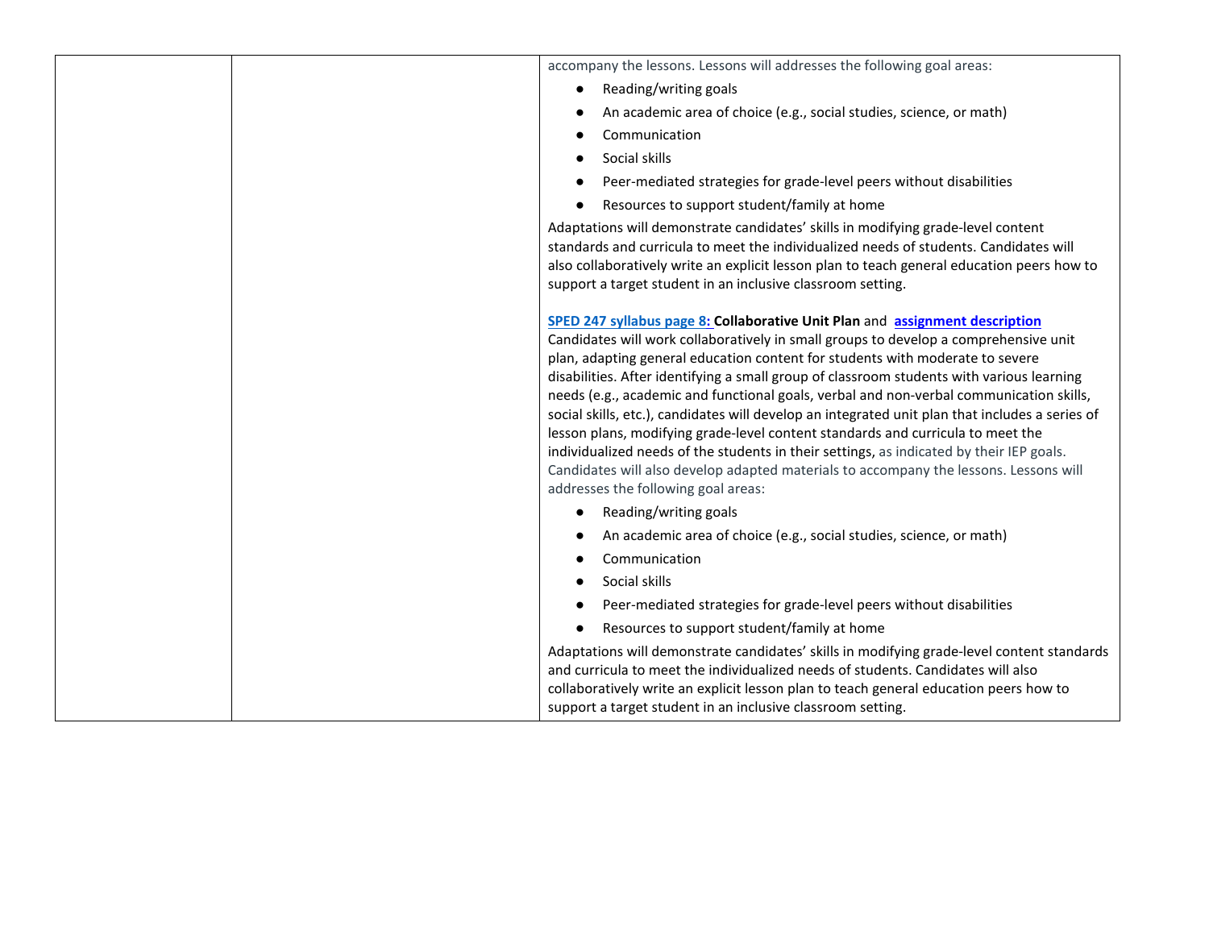| | | |
|---|---|---|
| | | accompany the lessons. Lessons will addresses the following goal areas:<br>● Reading/writing goals<br>● An academic area of choice (e.g., social studies, science, or math)<br>● Communication<br>● Social skills<br>● Peer-mediated strategies for grade-level peers without disabilities<br>● Resources to support student/family at home<br>Adaptations will demonstrate candidates' skills in modifying grade-level content standards and curricula to meet the individualized needs of students. Candidates will also collaboratively write an explicit lesson plan to teach general education peers how to support a target student in an inclusive classroom setting.<br><br>SPED 247 syllabus page 8: **Collaborative Unit Plan** and assignment description<br>Candidates will work collaboratively in small groups to develop a comprehensive unit plan, adapting general education content for students with moderate to severe disabilities. After identifying a small group of classroom students with various learning needs (e.g., academic and functional goals, verbal and non-verbal communication skills, social skills, etc.), candidates will develop an integrated unit plan that includes a series of lesson plans, modifying grade-level content standards and curricula to meet the individualized needs of the students in their settings, as indicated by their IEP goals. Candidates will also develop adapted materials to accompany the lessons. Lessons will addresses the following goal areas:<br>● Reading/writing goals<br>● An academic area of choice (e.g., social studies, science, or math)<br>● Communication<br>● Social skills<br>● Peer-mediated strategies for grade-level peers without disabilities<br>● Resources to support student/family at home<br>Adaptations will demonstrate candidates' skills in modifying grade-level content standards and curricula to meet the individualized needs of students. Candidates will also collaboratively write an explicit lesson plan to teach general education peers how to support a target student in an inclusive classroom setting. |